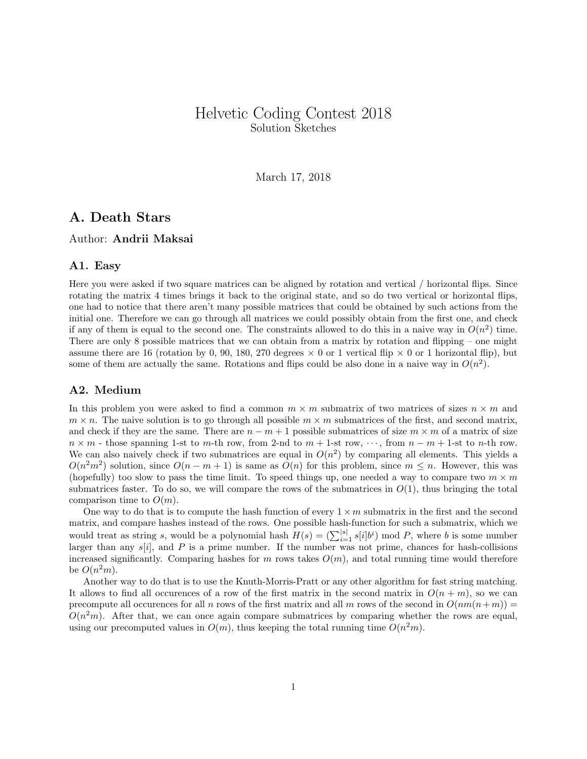# Helvetic Coding Contest 2018

Solution Sketches

March 17, 2018

## A. Death Stars

Author: **Andrii Maksai**

### A1. Easy

Here you were asked if two square matrices can be aligned by rotation and vertical / horizontal flips. Since rotating the matrix 4 times brings it back to the original state, and so do two vertical or horizontal flips, one had to notice that there aren't many possible matrices that could be obtained by such actions from the initial one. Therefore we can go through all matrices we could possibly obtain from the first one, and check if any of them is equal to the second one. The constraints allowed to do this in a naive way in $O(n^2)$ time. There are only 8 possible matrices that we can obtain from a matrix by rotation and flipping – one might assume there are 16 (rotation by 0, 90, 180, 270 degrees × 0 or 1 vertical flip × 0 or 1 horizontal flip), but some of them are actually the same. Rotations and flips could be also done in a naive way in $O(n^2)$.

### A2. Medium

In this problem you were asked to find a common $m \times m$ submatrix of two matrices of sizes $n \times m$ and $m \times n$. The naive solution is to go through all possible $m \times m$ submatrices of the first, and second matrix, and check if they are the same. There are $n - m + 1$ possible submatrices of size $m \times m$ of a matrix of size $n \times m$ - those spanning 1-st to $m$-th row, from 2-nd to $m + 1$-st row, $\cdots$, from $n - m + 1$-st to $n$-th row. We can also naively check if two submatrices are equal in $O(n^2)$ by comparing all elements. This yields a $O(n^2m^2)$ solution, since $O(n - m + 1)$ is same as $O(n)$ for this problem, since $m \leq n$. However, this was (hopefully) too slow to pass the time limit. To speed things up, one needed a way to compare two $m \times m$ submatrices faster. To do so, we will compare the rows of the submatrices in $O(1)$, thus bringing the total comparison time to $O(m)$.

One way to do that is to compute the hash function of every $1 \times m$ submatrix in the first and the second matrix, and compare hashes instead of the rows. One possible hash-function for such a submatrix, which we would treat as string $s$, would be a polynomial hash $H(s) = (\sum_{i=1}^{|s|} s[i]b^i) \bmod P$, where $b$ is some number larger than any $s[i]$, and $P$ is a prime number. If the number was not prime, chances for hash-collisions increased significantly. Comparing hashes for $m$ rows takes $O(m)$, and total running time would therefore be $O(n^2m)$.

Another way to do that is to use the Knuth-Morris-Pratt or any other algorithm for fast string matching. It allows to find all occurences of a row of the first matrix in the second matrix in $O(n + m)$, so we can precompute all occurences for all $n$ rows of the first matrix and all $m$ rows of the second in $O(nm(n+m)) = O(n^2m)$. After that, we can once again compare submatrices by comparing whether the rows are equal, using our precomputed values in $O(m)$, thus keeping the total running time $O(n^2m)$.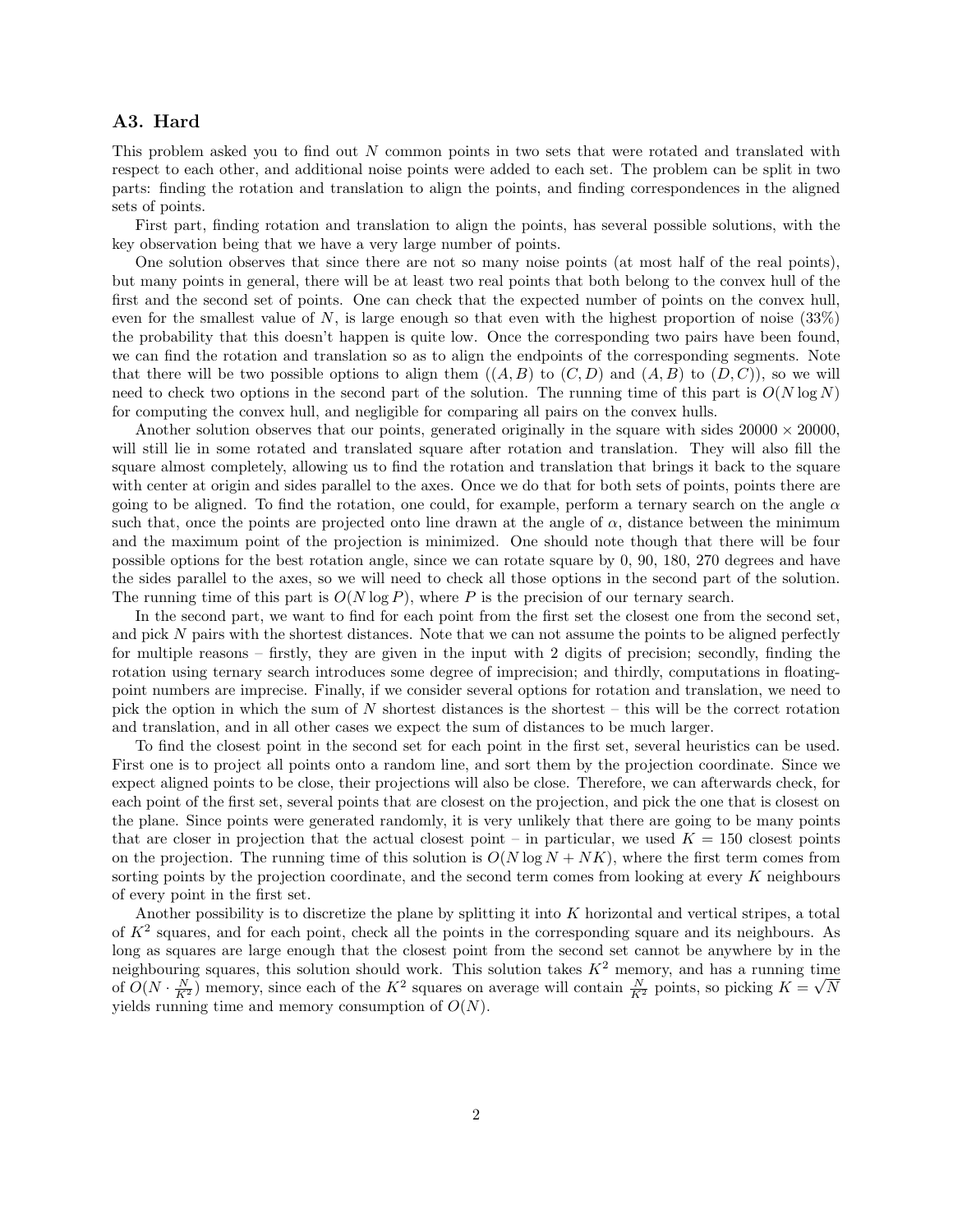### A3. Hard

This problem asked you to find out $N$ common points in two sets that were rotated and translated with respect to each other, and additional noise points were added to each set. The problem can be split in two parts: finding the rotation and translation to align the points, and finding correspondences in the aligned sets of points.

First part, finding rotation and translation to align the points, has several possible solutions, with the key observation being that we have a very large number of points.

One solution observes that since there are not so many noise points (at most half of the real points), but many points in general, there will be at least two real points that both belong to the convex hull of the first and the second set of points. One can check that the expected number of points on the convex hull, even for the smallest value of $N$, is large enough so that even with the highest proportion of noise (33%) the probability that this doesn't happen is quite low. Once the corresponding two pairs have been found, we can find the rotation and translation so as to align the endpoints of the corresponding segments. Note that there will be two possible options to align them ($(A, B)$ to $(C, D)$ and $(A, B)$ to $(D, C)$), so we will need to check two options in the second part of the solution. The running time of this part is $O(N \log N)$ for computing the convex hull, and negligible for comparing all pairs on the convex hulls.

Another solution observes that our points, generated originally in the square with sides $20000 \times 20000$, will still lie in some rotated and translated square after rotation and translation. They will also fill the square almost completely, allowing us to find the rotation and translation that brings it back to the square with center at origin and sides parallel to the axes. Once we do that for both sets of points, points there are going to be aligned. To find the rotation, one could, for example, perform a ternary search on the angle $\alpha$ such that, once the points are projected onto line drawn at the angle of $\alpha$, distance between the minimum and the maximum point of the projection is minimized. One should note though that there will be four possible options for the best rotation angle, since we can rotate square by 0, 90, 180, 270 degrees and have the sides parallel to the axes, so we will need to check all those options in the second part of the solution. The running time of this part is $O(N \log P)$, where $P$ is the precision of our ternary search.

In the second part, we want to find for each point from the first set the closest one from the second set, and pick $N$ pairs with the shortest distances. Note that we can not assume the points to be aligned perfectly for multiple reasons – firstly, they are given in the input with 2 digits of precision; secondly, finding the rotation using ternary search introduces some degree of imprecision; and thirdly, computations in floating-point numbers are imprecise. Finally, if we consider several options for rotation and translation, we need to pick the option in which the sum of $N$ shortest distances is the shortest – this will be the correct rotation and translation, and in all other cases we expect the sum of distances to be much larger.

To find the closest point in the second set for each point in the first set, several heuristics can be used. First one is to project all points onto a random line, and sort them by the projection coordinate. Since we expect aligned points to be close, their projections will also be close. Therefore, we can afterwards check, for each point of the first set, several points that are closest on the projection, and pick the one that is closest on the plane. Since points were generated randomly, it is very unlikely that there are going to be many points that are closer in projection that the actual closest point – in particular, we used $K = 150$ closest points on the projection. The running time of this solution is $O(N \log N + NK)$, where the first term comes from sorting points by the projection coordinate, and the second term comes from looking at every $K$ neighbours of every point in the first set.

Another possibility is to discretize the plane by splitting it into $K$ horizontal and vertical stripes, a total of $K^2$ squares, and for each point, check all the points in the corresponding square and its neighbours. As long as squares are large enough that the closest point from the second set cannot be anywhere by in the neighbouring squares, this solution should work. This solution takes $K^2$ memory, and has a running time of $O(N \cdot \frac{N}{K^2})$ memory, since each of the $K^2$ squares on average will contain $\frac{N}{K^2}$ points, so picking $K = \sqrt{N}$ yields running time and memory consumption of $O(N)$.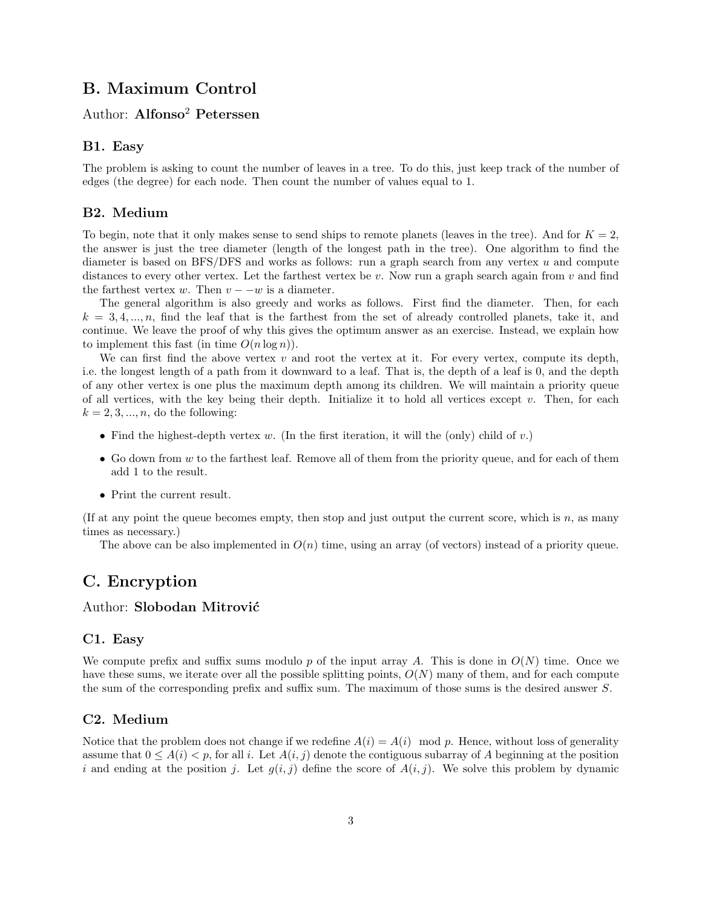# B. Maximum Control

Author: **Alfonso$^2$ Peterssen**

## B1. Easy

The problem is asking to count the number of leaves in a tree. To do this, just keep track of the number of edges (the degree) for each node. Then count the number of values equal to 1.

## B2. Medium

To begin, note that it only makes sense to send ships to remote planets (leaves in the tree). And for $K = 2$, the answer is just the tree diameter (length of the longest path in the tree). One algorithm to find the diameter is based on BFS/DFS and works as follows: run a graph search from any vertex $u$ and compute distances to every other vertex. Let the farthest vertex be $v$. Now run a graph search again from $v$ and find the farthest vertex $w$. Then $v - -w$ is a diameter.

The general algorithm is also greedy and works as follows. First find the diameter. Then, for each $k = 3, 4, ..., n$, find the leaf that is the farthest from the set of already controlled planets, take it, and continue. We leave the proof of why this gives the optimum answer as an exercise. Instead, we explain how to implement this fast (in time $O(n \log n)$).

We can first find the above vertex $v$ and root the vertex at it. For every vertex, compute its depth, i.e. the longest length of a path from it downward to a leaf. That is, the depth of a leaf is 0, and the depth of any other vertex is one plus the maximum depth among its children. We will maintain a priority queue of all vertices, with the key being their depth. Initialize it to hold all vertices except $v$. Then, for each $k = 2, 3, ..., n$, do the following:

- Find the highest-depth vertex $w$. (In the first iteration, it will the (only) child of $v$.)
- Go down from $w$ to the farthest leaf. Remove all of them from the priority queue, and for each of them add 1 to the result.
- Print the current result.

(If at any point the queue becomes empty, then stop and just output the current score, which is $n$, as many times as necessary.)

The above can be also implemented in $O(n)$ time, using an array (of vectors) instead of a priority queue.

# C. Encryption

Author: **Slobodan Mitrović**

## C1. Easy

We compute prefix and suffix sums modulo $p$ of the input array $A$. This is done in $O(N)$ time. Once we have these sums, we iterate over all the possible splitting points, $O(N)$ many of them, and for each compute the sum of the corresponding prefix and suffix sum. The maximum of those sums is the desired answer $S$.

## C2. Medium

Notice that the problem does not change if we redefine $A(i) = A(i) \mod p$. Hence, without loss of generality assume that $0 \leq A(i) < p$, for all $i$. Let $A(i, j)$ denote the contiguous subarray of $A$ beginning at the position $i$ and ending at the position $j$. Let $g(i, j)$ define the score of $A(i, j)$. We solve this problem by dynamic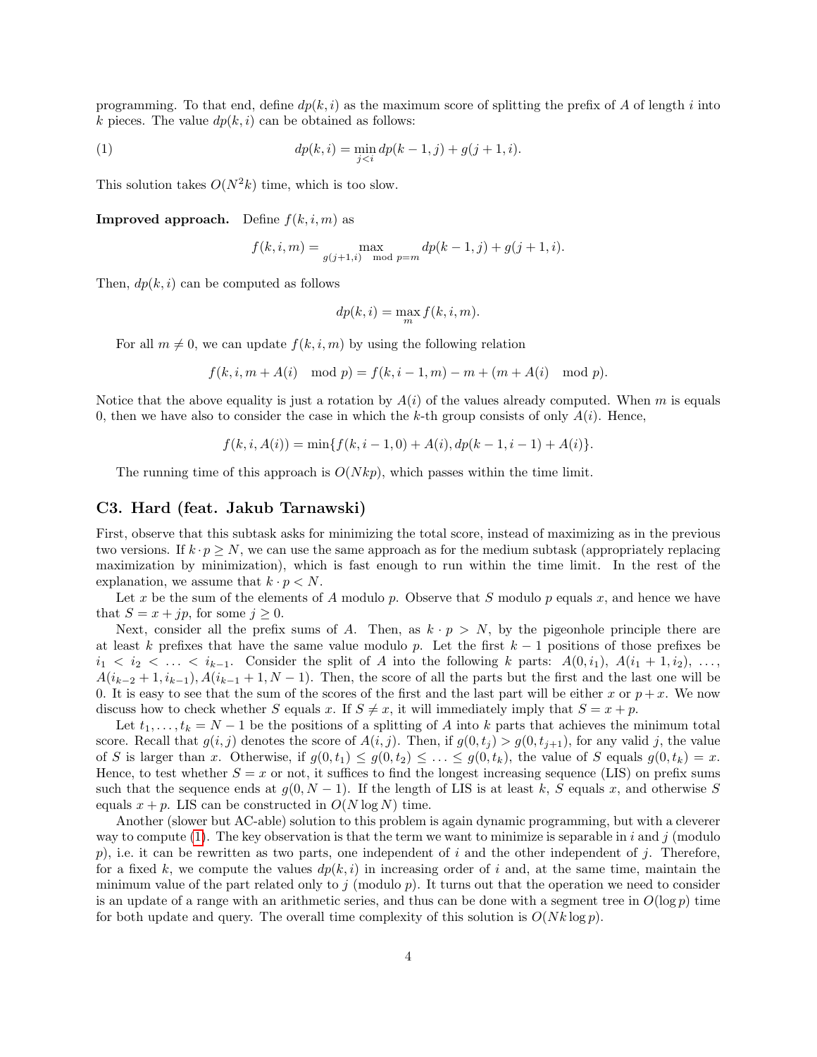programming. To that end, define $dp(k,i)$ as the maximum score of splitting the prefix of $A$ of length $i$ into $k$ pieces. The value $dp(k,i)$ can be obtained as follows:

$$dp(k,i) = \min_{j<i} dp(k-1,j) + g(j+1,i). \tag{1}$$

This solution takes $O(N^2 k)$ time, which is too slow.

**Improved approach.** Define $f(k,i,m)$ as

$$f(k,i,m) = \max_{g(j+1,i) \mod p = m} dp(k-1,j) + g(j+1,i).$$

Then, $dp(k,i)$ can be computed as follows

$$dp(k,i) = \max_m f(k,i,m).$$

For all $m \neq 0$, we can update $f(k,i,m)$ by using the following relation

$$f(k,i,m + A(i) \mod p) = f(k,i-1,m) - m + (m + A(i) \mod p).$$

Notice that the above equality is just a rotation by $A(i)$ of the values already computed. When $m$ is equals 0, then we have also to consider the case in which the $k$-th group consists of only $A(i)$. Hence,

$$f(k,i,A(i)) = \min\{f(k,i-1,0) + A(i), dp(k-1,i-1) + A(i)\}.$$

The running time of this approach is $O(Nkp)$, which passes within the time limit.

### C3. Hard (feat. Jakub Tarnawski)

First, observe that this subtask asks for minimizing the total score, instead of maximizing as in the previous two versions. If $k \cdot p \geq N$, we can use the same approach as for the medium subtask (appropriately replacing maximization by minimization), which is fast enough to run within the time limit. In the rest of the explanation, we assume that $k \cdot p < N$.

Let $x$ be the sum of the elements of $A$ modulo $p$. Observe that $S$ modulo $p$ equals $x$, and hence we have that $S = x + jp$, for some $j \geq 0$.

Next, consider all the prefix sums of $A$. Then, as $k \cdot p > N$, by the pigeonhole principle there are at least $k$ prefixes that have the same value modulo $p$. Let the first $k-1$ positions of those prefixes be $i_1 < i_2 < \ldots < i_{k-1}$. Consider the split of $A$ into the following $k$ parts: $A(0,i_1)$, $A(i_1+1,i_2)$, $\ldots$, $A(i_{k-2}+1,i_{k-1}), A(i_{k-1}+1,N-1)$. Then, the score of all the parts but the first and the last one will be 0. It is easy to see that the sum of the scores of the first and the last part will be either $x$ or $p+x$. We now discuss how to check whether $S$ equals $x$. If $S \neq x$, it will immediately imply that $S = x + p$.

Let $t_1, \ldots, t_k = N-1$ be the positions of a splitting of $A$ into $k$ parts that achieves the minimum total score. Recall that $g(i,j)$ denotes the score of $A(i,j)$. Then, if $g(0,t_j) > g(0,t_{j+1})$, for any valid $j$, the value of $S$ is larger than $x$. Otherwise, if $g(0,t_1) \leq g(0,t_2) \leq \ldots \leq g(0,t_k)$, the value of $S$ equals $g(0,t_k) = x$. Hence, to test whether $S = x$ or not, it suffices to find the longest increasing sequence (LIS) on prefix sums such that the sequence ends at $g(0,N-1)$. If the length of LIS is at least $k$, $S$ equals $x$, and otherwise $S$ equals $x+p$. LIS can be constructed in $O(N \log N)$ time.

Another (slower but AC-able) solution to this problem is again dynamic programming, but with a cleverer way to compute (1). The key observation is that the term we want to minimize is separable in $i$ and $j$ (modulo $p$), i.e. it can be rewritten as two parts, one independent of $i$ and the other independent of $j$. Therefore, for a fixed $k$, we compute the values $dp(k,i)$ in increasing order of $i$ and, at the same time, maintain the minimum value of the part related only to $j$ (modulo $p$). It turns out that the operation we need to consider is an update of a range with an arithmetic series, and thus can be done with a segment tree in $O(\log p)$ time for both update and query. The overall time complexity of this solution is $O(Nk \log p)$.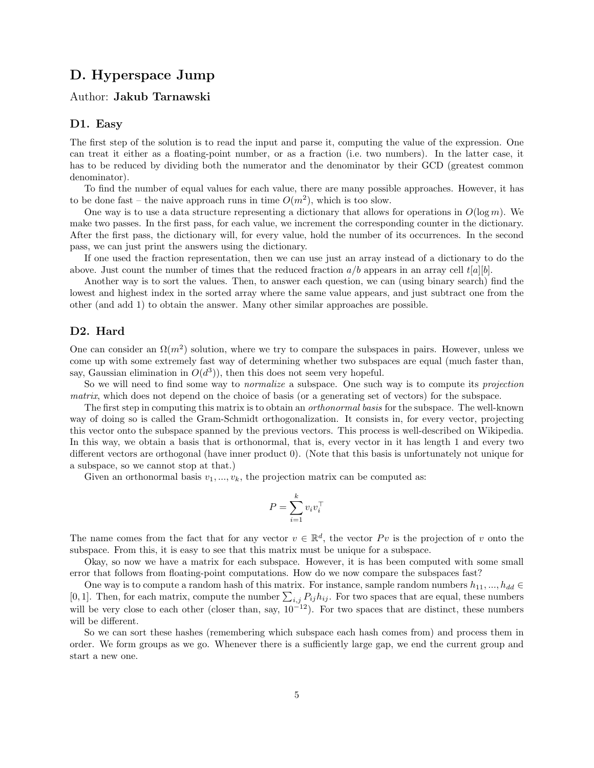# D. Hyperspace Jump

Author: **Jakub Tarnawski**

## D1. Easy

The first step of the solution is to read the input and parse it, computing the value of the expression. One can treat it either as a floating-point number, or as a fraction (i.e. two numbers). In the latter case, it has to be reduced by dividing both the numerator and the denominator by their GCD (greatest common denominator).

To find the number of equal values for each value, there are many possible approaches. However, it has to be done fast – the naive approach runs in time $O(m^2)$, which is too slow.

One way is to use a data structure representing a dictionary that allows for operations in $O(\log m)$. We make two passes. In the first pass, for each value, we increment the corresponding counter in the dictionary. After the first pass, the dictionary will, for every value, hold the number of its occurrences. In the second pass, we can just print the answers using the dictionary.

If one used the fraction representation, then we can use just an array instead of a dictionary to do the above. Just count the number of times that the reduced fraction $a/b$ appears in an array cell $t[a][b]$.

Another way is to sort the values. Then, to answer each question, we can (using binary search) find the lowest and highest index in the sorted array where the same value appears, and just subtract one from the other (and add 1) to obtain the answer. Many other similar approaches are possible.

## D2. Hard

One can consider an $\Omega(m^2)$ solution, where we try to compare the subspaces in pairs. However, unless we come up with some extremely fast way of determining whether two subspaces are equal (much faster than, say, Gaussian elimination in $O(d^3)$), then this does not seem very hopeful.

So we will need to find some way to *normalize* a subspace. One such way is to compute its *projection matrix*, which does not depend on the choice of basis (or a generating set of vectors) for the subspace.

The first step in computing this matrix is to obtain an *orthonormal basis* for the subspace. The well-known way of doing so is called the Gram-Schmidt orthogonalization. It consists in, for every vector, projecting this vector onto the subspace spanned by the previous vectors. This process is well-described on Wikipedia. In this way, we obtain a basis that is orthonormal, that is, every vector in it has length 1 and every two different vectors are orthogonal (have inner product 0). (Note that this basis is unfortunately not unique for a subspace, so we cannot stop at that.)

Given an orthonormal basis $v_1, ..., v_k$, the projection matrix can be computed as:

$$P = \sum_{i=1}^{k} v_i v_i^\top$$

The name comes from the fact that for any vector $v \in \mathbb{R}^d$, the vector $Pv$ is the projection of $v$ onto the subspace. From this, it is easy to see that this matrix must be unique for a subspace.

Okay, so now we have a matrix for each subspace. However, it is has been computed with some small error that follows from floating-point computations. How do we now compare the subspaces fast?

One way is to compute a random hash of this matrix. For instance, sample random numbers $h_{11}, ..., h_{dd} \in [0, 1]$. Then, for each matrix, compute the number $\sum_{i,j} P_{ij} h_{ij}$. For two spaces that are equal, these numbers will be very close to each other (closer than, say, $10^{-12}$). For two spaces that are distinct, these numbers will be different.

So we can sort these hashes (remembering which subspace each hash comes from) and process them in order. We form groups as we go. Whenever there is a sufficiently large gap, we end the current group and start a new one.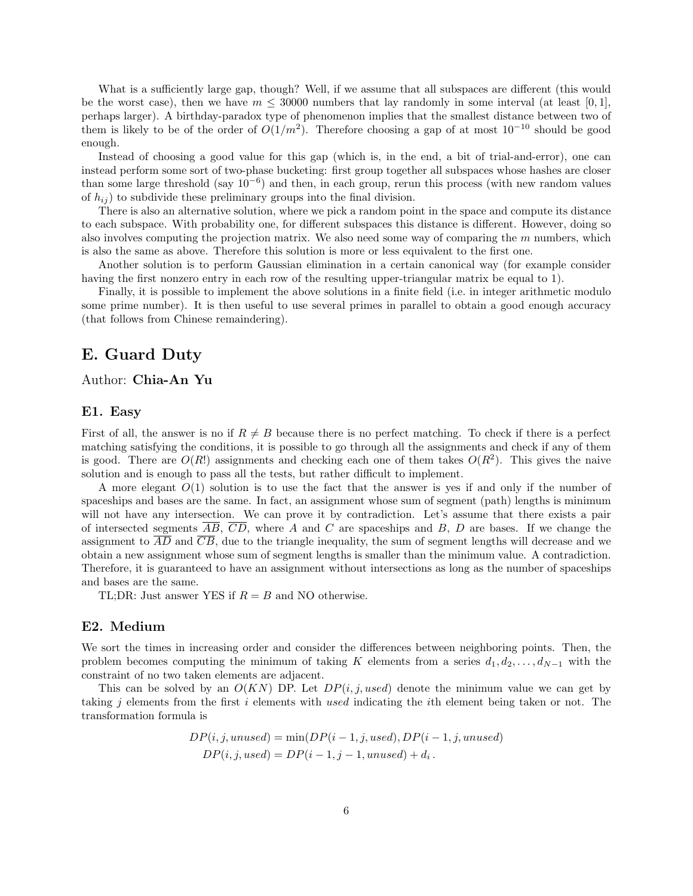What is a sufficiently large gap, though? Well, if we assume that all subspaces are different (this would be the worst case), then we have $m \leq 30000$ numbers that lay randomly in some interval (at least $[0,1]$, perhaps larger). A birthday-paradox type of phenomenon implies that the smallest distance between two of them is likely to be of the order of $O(1/m^2)$. Therefore choosing a gap of at most $10^{-10}$ should be good enough.

Instead of choosing a good value for this gap (which is, in the end, a bit of trial-and-error), one can instead perform some sort of two-phase bucketing: first group together all subspaces whose hashes are closer than some large threshold (say $10^{-6}$) and then, in each group, rerun this process (with new random values of $h_{ij}$) to subdivide these preliminary groups into the final division.

There is also an alternative solution, where we pick a random point in the space and compute its distance to each subspace. With probability one, for different subspaces this distance is different. However, doing so also involves computing the projection matrix. We also need some way of comparing the $m$ numbers, which is also the same as above. Therefore this solution is more or less equivalent to the first one.

Another solution is to perform Gaussian elimination in a certain canonical way (for example consider having the first nonzero entry in each row of the resulting upper-triangular matrix be equal to 1).

Finally, it is possible to implement the above solutions in a finite field (i.e. in integer arithmetic modulo some prime number). It is then useful to use several primes in parallel to obtain a good enough accuracy (that follows from Chinese remaindering).

## E. Guard Duty

Author: **Chia-An Yu**

### E1. Easy

First of all, the answer is no if $R \neq B$ because there is no perfect matching. To check if there is a perfect matching satisfying the conditions, it is possible to go through all the assignments and check if any of them is good. There are $O(R!)$ assignments and checking each one of them takes $O(R^2)$. This gives the naive solution and is enough to pass all the tests, but rather difficult to implement.

A more elegant $O(1)$ solution is to use the fact that the answer is yes if and only if the number of spaceships and bases are the same. In fact, an assignment whose sum of segment (path) lengths is minimum will not have any intersection. We can prove it by contradiction. Let's assume that there exists a pair of intersected segments $\overline{AB}$, $\overline{CD}$, where $A$ and $C$ are spaceships and $B$, $D$ are bases. If we change the assignment to $\overline{AD}$ and $\overline{CB}$, due to the triangle inequality, the sum of segment lengths will decrease and we obtain a new assignment whose sum of segment lengths is smaller than the minimum value. A contradiction. Therefore, it is guaranteed to have an assignment without intersections as long as the number of spaceships and bases are the same.

TL;DR: Just answer YES if $R = B$ and NO otherwise.

### E2. Medium

We sort the times in increasing order and consider the differences between neighboring points. Then, the problem becomes computing the minimum of taking $K$ elements from a series $d_1, d_2, \ldots, d_{N-1}$ with the constraint of no two taken elements are adjacent.

This can be solved by an $O(KN)$ DP. Let $DP(i, j, used)$ denote the minimum value we can get by taking $j$ elements from the first $i$ elements with $used$ indicating the $i$th element being taken or not. The transformation formula is

$$DP(i, j, unused) = \min(DP(i-1, j, used), DP(i-1, j, unused)$$
$$DP(i, j, used) = DP(i-1, j-1, unused) + d_i\,.$$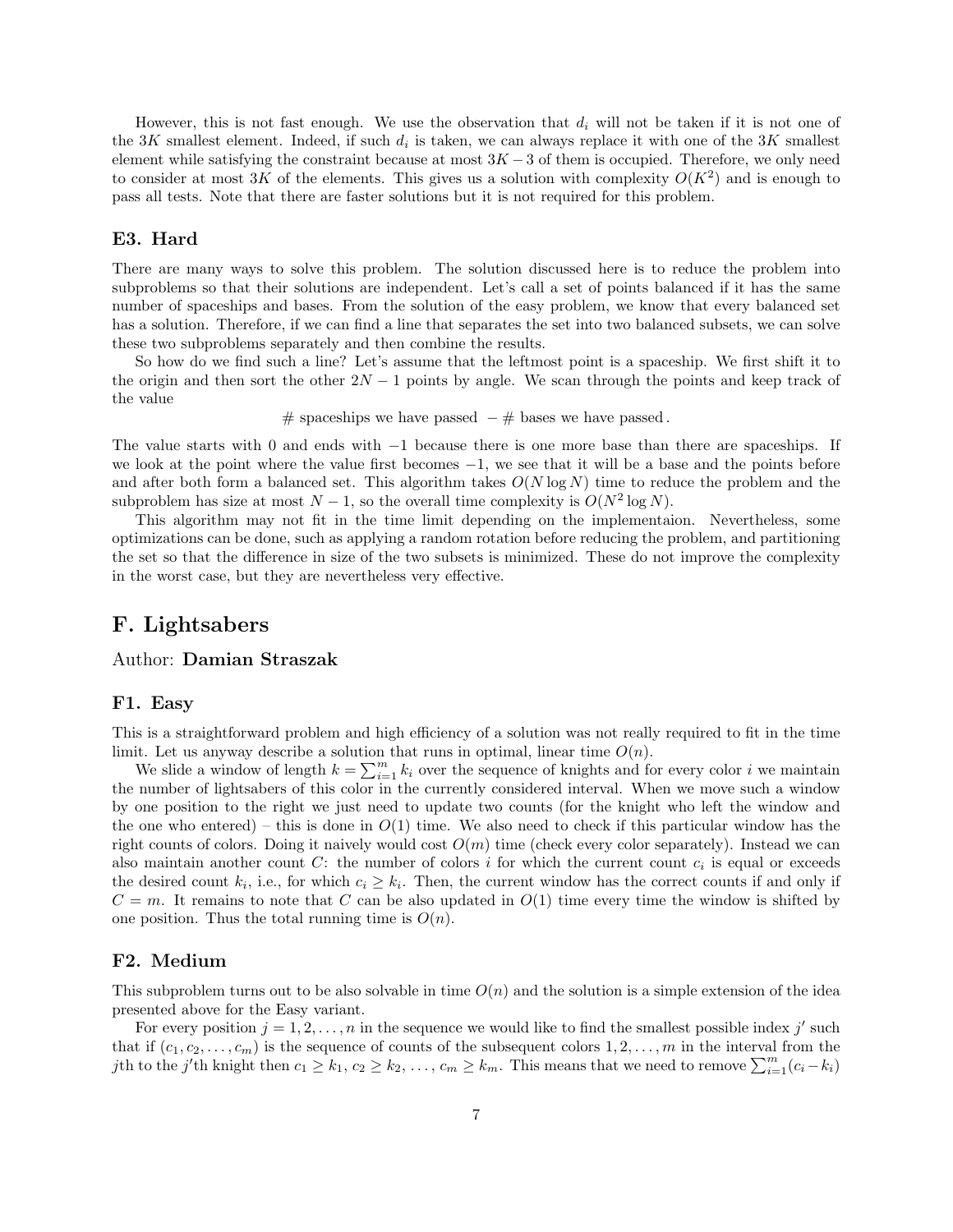However, this is not fast enough. We use the observation that $d_i$ will not be taken if it is not one of the $3K$ smallest element. Indeed, if such $d_i$ is taken, we can always replace it with one of the $3K$ smallest element while satisfying the constraint because at most $3K-3$ of them is occupied. Therefore, we only need to consider at most $3K$ of the elements. This gives us a solution with complexity $O(K^2)$ and is enough to pass all tests. Note that there are faster solutions but it is not required for this problem.

### E3. Hard

There are many ways to solve this problem. The solution discussed here is to reduce the problem into subproblems so that their solutions are independent. Let's call a set of points balanced if it has the same number of spaceships and bases. From the solution of the easy problem, we know that every balanced set has a solution. Therefore, if we can find a line that separates the set into two balanced subsets, we can solve these two subproblems separately and then combine the results.

So how do we find such a line? Let's assume that the leftmost point is a spaceship. We first shift it to the origin and then sort the other $2N-1$ points by angle. We scan through the points and keep track of the value

$$\#\text{ spaceships we have passed } - \#\text{ bases we have passed}.$$

The value starts with 0 and ends with $-1$ because there is one more base than there are spaceships. If we look at the point where the value first becomes $-1$, we see that it will be a base and the points before and after both form a balanced set. This algorithm takes $O(N \log N)$ time to reduce the problem and the subproblem has size at most $N-1$, so the overall time complexity is $O(N^2 \log N)$.

This algorithm may not fit in the time limit depending on the implementaion. Nevertheless, some optimizations can be done, such as applying a random rotation before reducing the problem, and partitioning the set so that the difference in size of the two subsets is minimized. These do not improve the complexity in the worst case, but they are nevertheless very effective.

## F. Lightsabers

Author: **Damian Straszak**

### F1. Easy

This is a straightforward problem and high efficiency of a solution was not really required to fit in the time limit. Let us anyway describe a solution that runs in optimal, linear time $O(n)$.

We slide a window of length $k = \sum_{i=1}^{m} k_i$ over the sequence of knights and for every color $i$ we maintain the number of lightsabers of this color in the currently considered interval. When we move such a window by one position to the right we just need to update two counts (for the knight who left the window and the one who entered) – this is done in $O(1)$ time. We also need to check if this particular window has the right counts of colors. Doing it naively would cost $O(m)$ time (check every color separately). Instead we can also maintain another count $C$: the number of colors $i$ for which the current count $c_i$ is equal or exceeds the desired count $k_i$, i.e., for which $c_i \geq k_i$. Then, the current window has the correct counts if and only if $C = m$. It remains to note that $C$ can be also updated in $O(1)$ time every time the window is shifted by one position. Thus the total running time is $O(n)$.

### F2. Medium

This subproblem turns out to be also solvable in time $O(n)$ and the solution is a simple extension of the idea presented above for the Easy variant.

For every position $j = 1, 2, \ldots, n$ in the sequence we would like to find the smallest possible index $j'$ such that if $(c_1, c_2, \ldots, c_m)$ is the sequence of counts of the subsequent colors $1, 2, \ldots, m$ in the interval from the $j$th to the $j'$th knight then $c_1 \geq k_1$, $c_2 \geq k_2$, $\ldots$, $c_m \geq k_m$. This means that we need to remove $\sum_{i=1}^{m}(c_i - k_i)$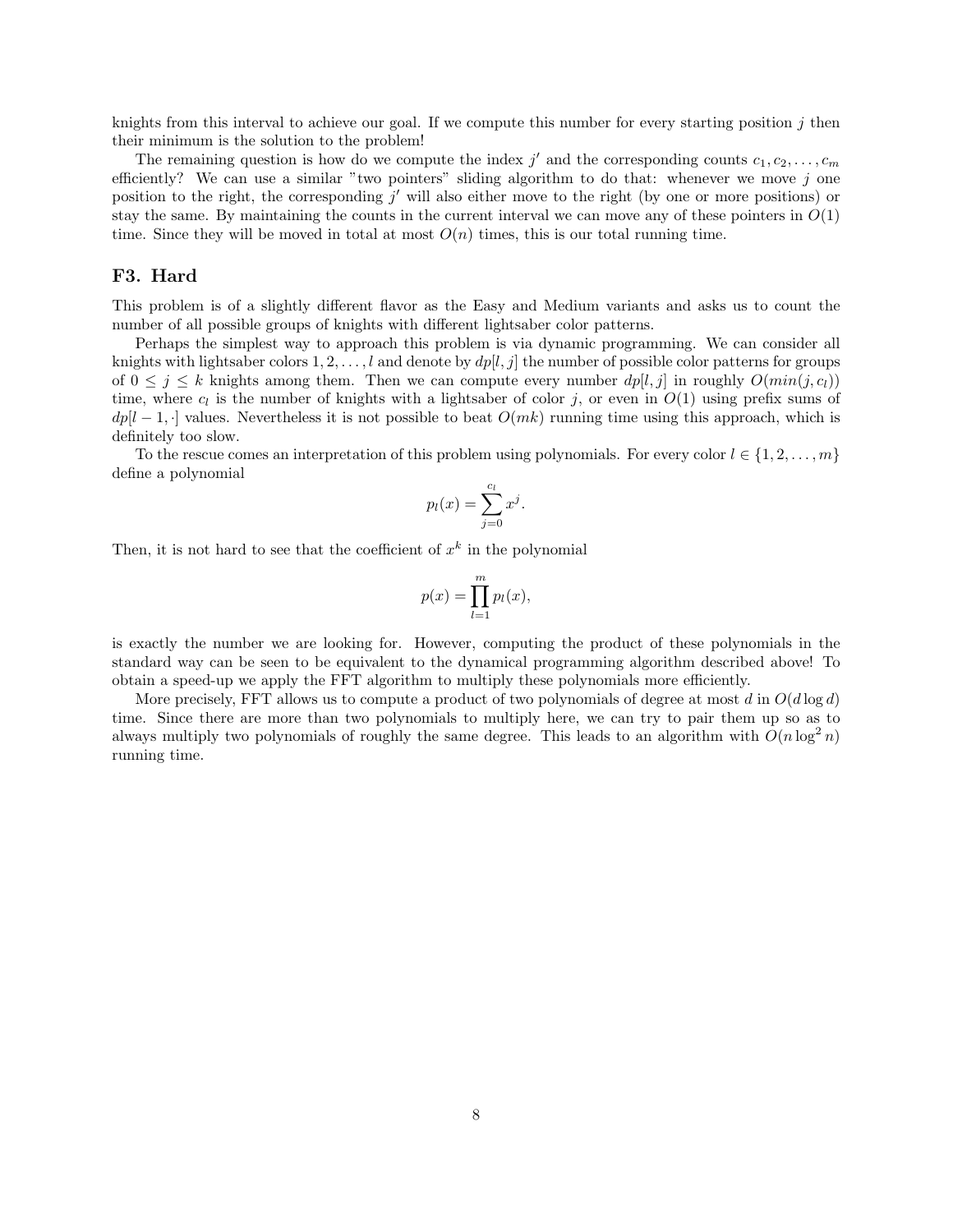knights from this interval to achieve our goal. If we compute this number for every starting position $j$ then their minimum is the solution to the problem!

The remaining question is how do we compute the index $j'$ and the corresponding counts $c_1, c_2, \ldots, c_m$ efficiently? We can use a similar "two pointers" sliding algorithm to do that: whenever we move $j$ one position to the right, the corresponding $j'$ will also either move to the right (by one or more positions) or stay the same. By maintaining the counts in the current interval we can move any of these pointers in $O(1)$ time. Since they will be moved in total at most $O(n)$ times, this is our total running time.

## F3. Hard

This problem is of a slightly different flavor as the Easy and Medium variants and asks us to count the number of all possible groups of knights with different lightsaber color patterns.

Perhaps the simplest way to approach this problem is via dynamic programming. We can consider all knights with lightsaber colors $1, 2, \ldots, l$ and denote by $dp[l, j]$ the number of possible color patterns for groups of $0 \leq j \leq k$ knights among them. Then we can compute every number $dp[l, j]$ in roughly $O(min(j, c_l))$ time, where $c_l$ is the number of knights with a lightsaber of color $j$, or even in $O(1)$ using prefix sums of $dp[l-1, \cdot]$ values. Nevertheless it is not possible to beat $O(mk)$ running time using this approach, which is definitely too slow.

To the rescue comes an interpretation of this problem using polynomials. For every color $l \in \{1, 2, \ldots, m\}$ define a polynomial

$$p_l(x) = \sum_{j=0}^{c_l} x^j.$$

Then, it is not hard to see that the coefficient of $x^k$ in the polynomial

$$p(x) = \prod_{l=1}^{m} p_l(x),$$

is exactly the number we are looking for. However, computing the product of these polynomials in the standard way can be seen to be equivalent to the dynamical programming algorithm described above! To obtain a speed-up we apply the FFT algorithm to multiply these polynomials more efficiently.

More precisely, FFT allows us to compute a product of two polynomials of degree at most $d$ in $O(d \log d)$ time. Since there are more than two polynomials to multiply here, we can try to pair them up so as to always multiply two polynomials of roughly the same degree. This leads to an algorithm with $O(n \log^2 n)$ running time.